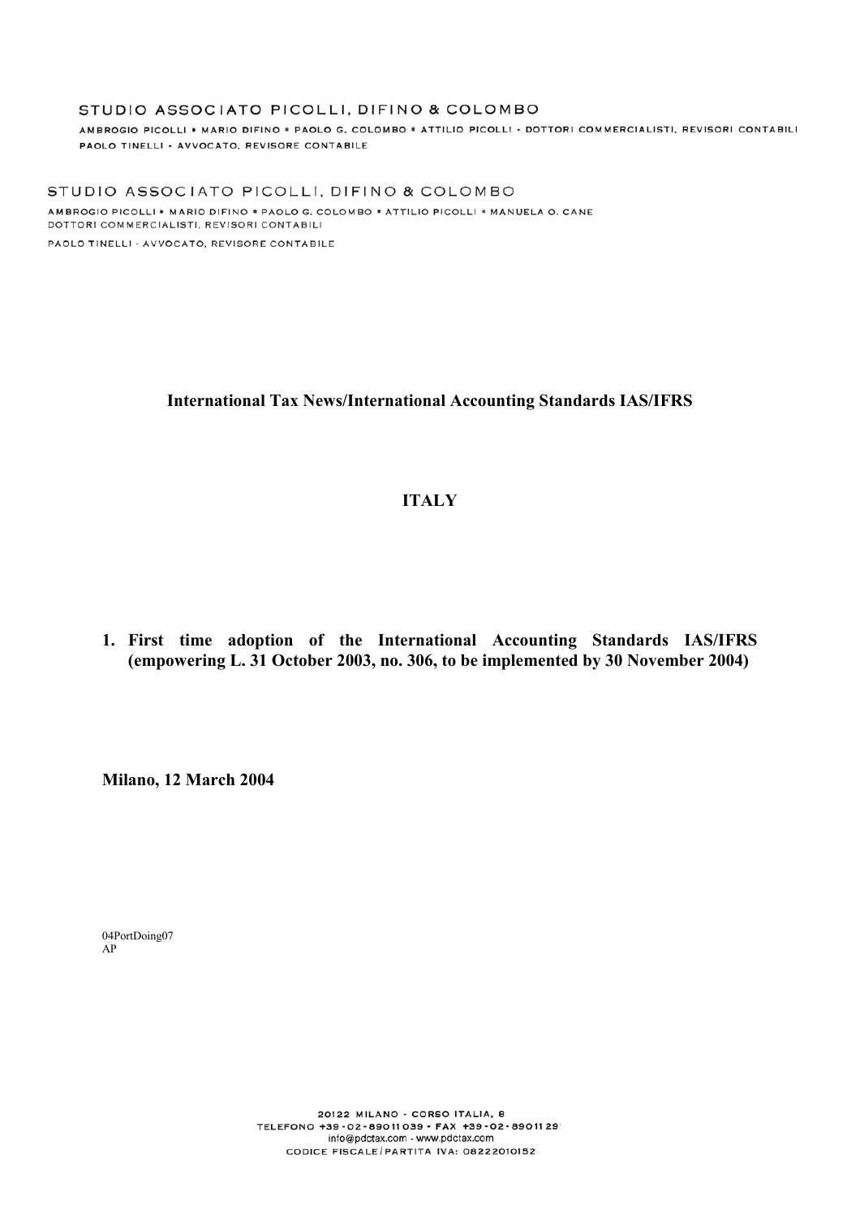STUDIO ASSOCIATO PICOLLI, DIFINO & COLOMBO

AMBROGIO PICOLLI * MARIO DIFINO * PAOLO G. COLOMBO * ATTILIO PICOLLI - DOTTORI COMMERCIALISTI, REVISORI CONTABILI
PAOLO TINELLI - AVVOCATO, REVISORE CONTABILE

STUDIO ASSOCIATO PICOLLI, DIFINO & COLOMBO

AMBROGIO PICOLLI * MARIO DIFINO * PAOLO G. COLOMBO * ATTILIO PICOLLI * MANUELA O. CANE
DOTTORI COMMERCIALISTI, REVISORI CONTABILI
PAOLO TINELLI - AVVOCATO, REVISORE CONTABILE

**International Tax News/International Accounting Standards IAS/IFRS**

**ITALY**

1. **First time adoption of the International Accounting Standards IAS/IFRS (empowering L. 31 October 2003, no. 306, to be implemented by 30 November 2004)**

**Milano, 12 March 2004**

04PortDoing07
AP

20122 MILANO - CORSO ITALIA, 8
TELEFONO +39-02-89011039 - FAX +39-02-8901129
info@pdctax.com - www.pdctax.com
CODICE FISCALE/PARTITA IVA: 08222010152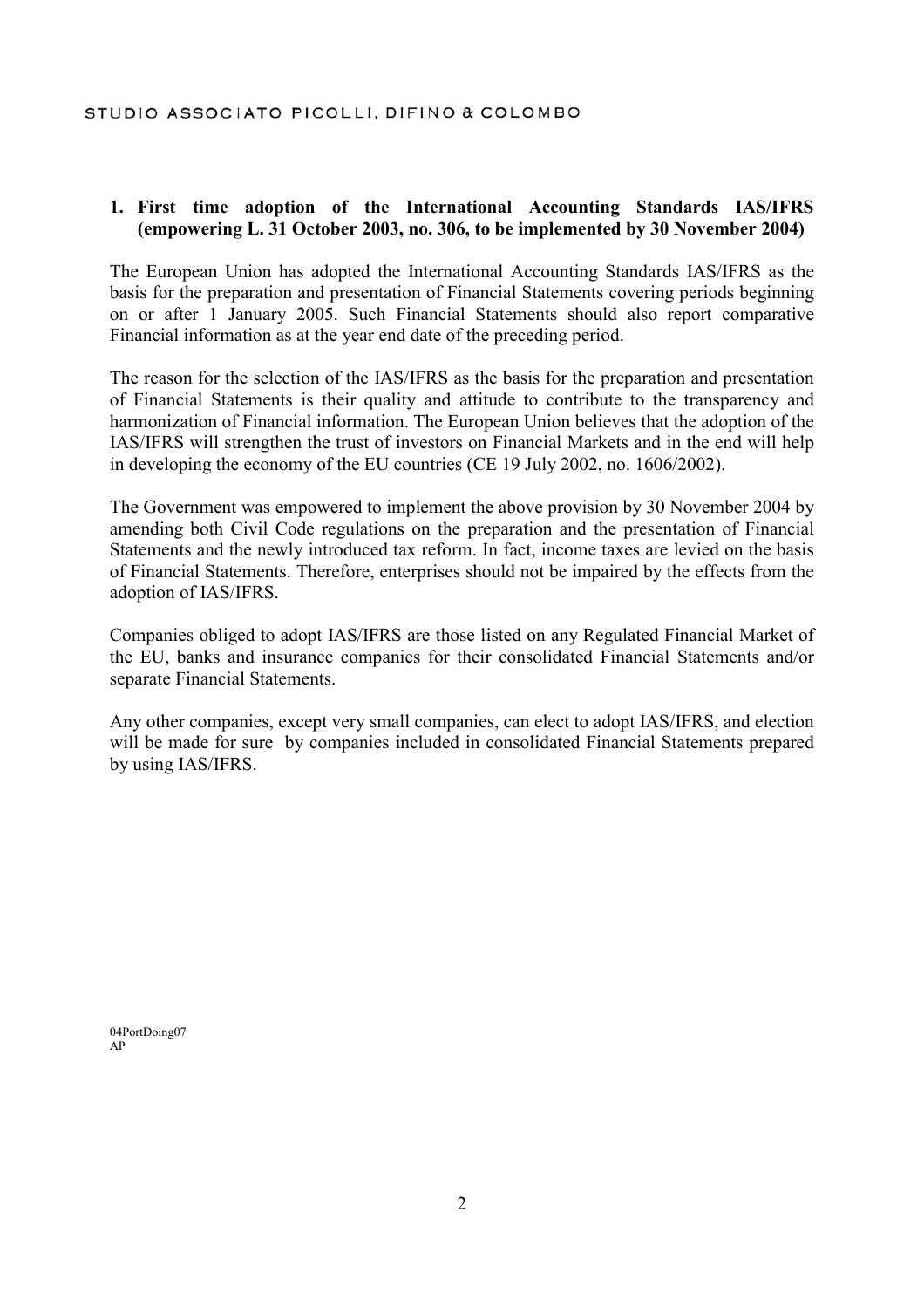## 1. First time adoption of the International Accounting Standards IAS/IFRS (empowering L. 31 October 2003, no. 306, to be implemented by 30 November 2004)

The European Union has adopted the International Accounting Standards IAS/IFRS as the basis for the preparation and presentation of Financial Statements covering periods beginning on or after 1 January 2005. Such Financial Statements should also report comparative Financial information as at the year end date of the preceding period.

The reason for the selection of the IAS/IFRS as the basis for the preparation and presentation of Financial Statements is their quality and attitude to contribute to the transparency and harmonization of Financial information. The European Union believes that the adoption of the IAS/IFRS will strengthen the trust of investors on Financial Markets and in the end will help in developing the economy of the EU countries (CE 19 July 2002, no. 1606/2002).

The Government was empowered to implement the above provision by 30 November 2004 by amending both Civil Code regulations on the preparation and the presentation of Financial Statements and the newly introduced tax reform. In fact, income taxes are levied on the basis of Financial Statements. Therefore, enterprises should not be impaired by the effects from the adoption of IAS/IFRS.

Companies obliged to adopt IAS/IFRS are those listed on any Regulated Financial Market of the EU, banks and insurance companies for their consolidated Financial Statements and/or separate Financial Statements.

Any other companies, except very small companies, can elect to adopt IAS/IFRS, and election will be made for sure by companies included in consolidated Financial Statements prepared by using IAS/IFRS.

04PortDoing07
AP